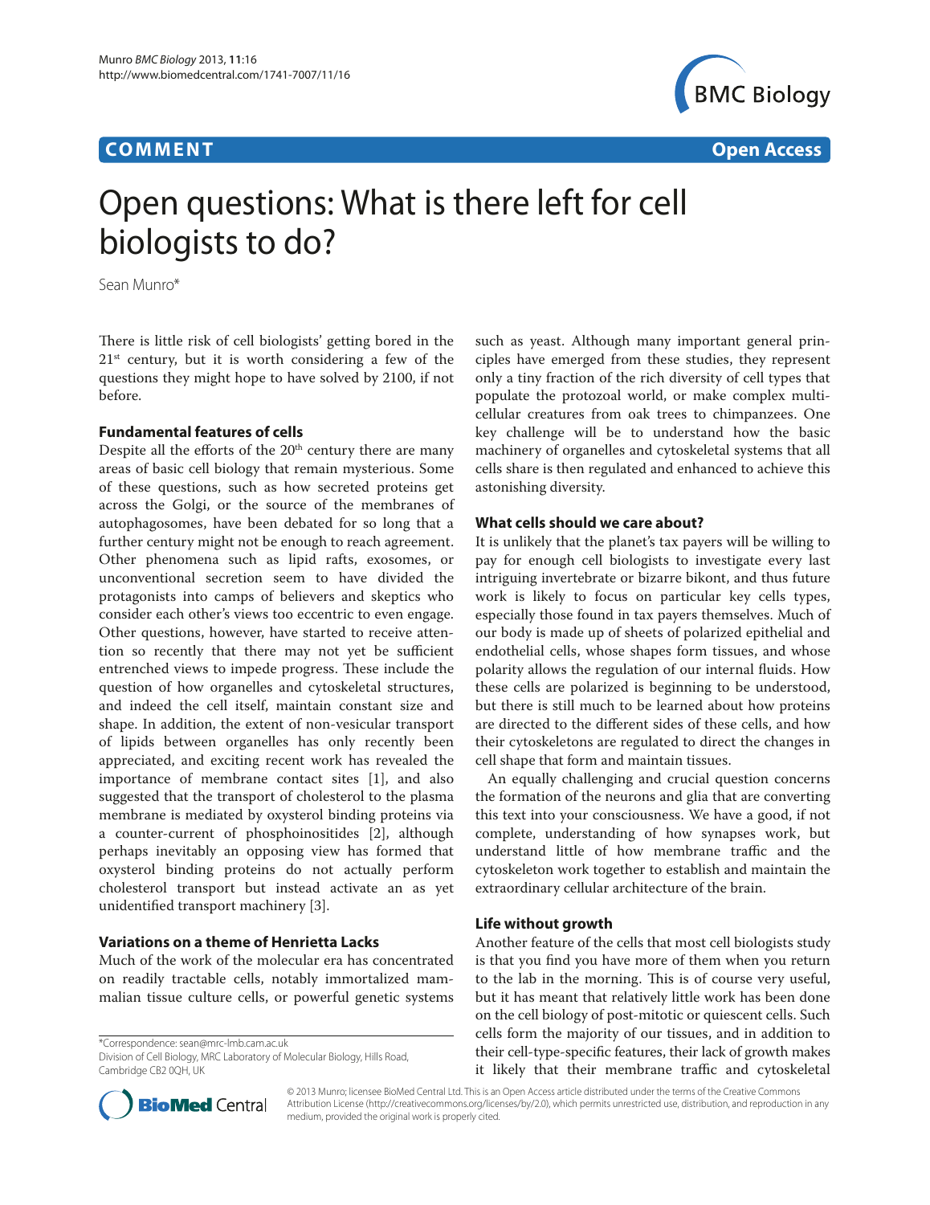**COMMENT** **Open Access**

# Open questions: What is there left for cell biologists to do?

Sean Munro*

There is little risk of cell biologists' getting bored in the 21st century, but it is worth considering a few of the questions they might hope to have solved by 2100, if not before.

### Fundamental features of cells

Despite all the efforts of the 20th century there are many areas of basic cell biology that remain mysterious. Some of these questions, such as how secreted proteins get across the Golgi, or the source of the membranes of autophagosomes, have been debated for so long that a further century might not be enough to reach agreement. Other phenomena such as lipid rafts, exosomes, or unconventional secretion seem to have divided the protagonists into camps of believers and skeptics who consider each other's views too eccentric to even engage. Other questions, however, have started to receive attention so recently that there may not yet be sufficient entrenched views to impede progress. These include the question of how organelles and cytoskeletal structures, and indeed the cell itself, maintain constant size and shape. In addition, the extent of non-vesicular transport of lipids between organelles has only recently been appreciated, and exciting recent work has revealed the importance of membrane contact sites [1], and also suggested that the transport of cholesterol to the plasma membrane is mediated by oxysterol binding proteins via a counter-current of phosphoinositides [2], although perhaps inevitably an opposing view has formed that oxysterol binding proteins do not actually perform cholesterol transport but instead activate an as yet unidentified transport machinery [3].

### Variations on a theme of Henrietta Lacks

Much of the work of the molecular era has concentrated on readily tractable cells, notably immortalized mammalian tissue culture cells, or powerful genetic systems such as yeast. Although many important general principles have emerged from these studies, they represent only a tiny fraction of the rich diversity of cell types that populate the protozoal world, or make complex multicellular creatures from oak trees to chimpanzees. One key challenge will be to understand how the basic machinery of organelles and cytoskeletal systems that all cells share is then regulated and enhanced to achieve this astonishing diversity.

### What cells should we care about?

It is unlikely that the planet's tax payers will be willing to pay for enough cell biologists to investigate every last intriguing invertebrate or bizarre bikont, and thus future work is likely to focus on particular key cells types, especially those found in tax payers themselves. Much of our body is made up of sheets of polarized epithelial and endothelial cells, whose shapes form tissues, and whose polarity allows the regulation of our internal fluids. How these cells are polarized is beginning to be understood, but there is still much to be learned about how proteins are directed to the different sides of these cells, and how their cytoskeletons are regulated to direct the changes in cell shape that form and maintain tissues.

An equally challenging and crucial question concerns the formation of the neurons and glia that are converting this text into your consciousness. We have a good, if not complete, understanding of how synapses work, but understand little of how membrane traffic and the cytoskeleton work together to establish and maintain the extraordinary cellular architecture of the brain.

### Life without growth

Another feature of the cells that most cell biologists study is that you find you have more of them when you return to the lab in the morning. This is of course very useful, but it has meant that relatively little work has been done on the cell biology of post-mitotic or quiescent cells. Such cells form the majority of our tissues, and in addition to their cell-type-specific features, their lack of growth makes it likely that their membrane traffic and cytoskeletal

*Correspondence: sean@mrc-lmb.cam.ac.uk
Division of Cell Biology, MRC Laboratory of Molecular Biology, Hills Road, Cambridge CB2 0QH, UK

© 2013 Munro; licensee BioMed Central Ltd. This is an Open Access article distributed under the terms of the Creative Commons Attribution License (http://creativecommons.org/licenses/by/2.0), which permits unrestricted use, distribution, and reproduction in any medium, provided the original work is properly cited.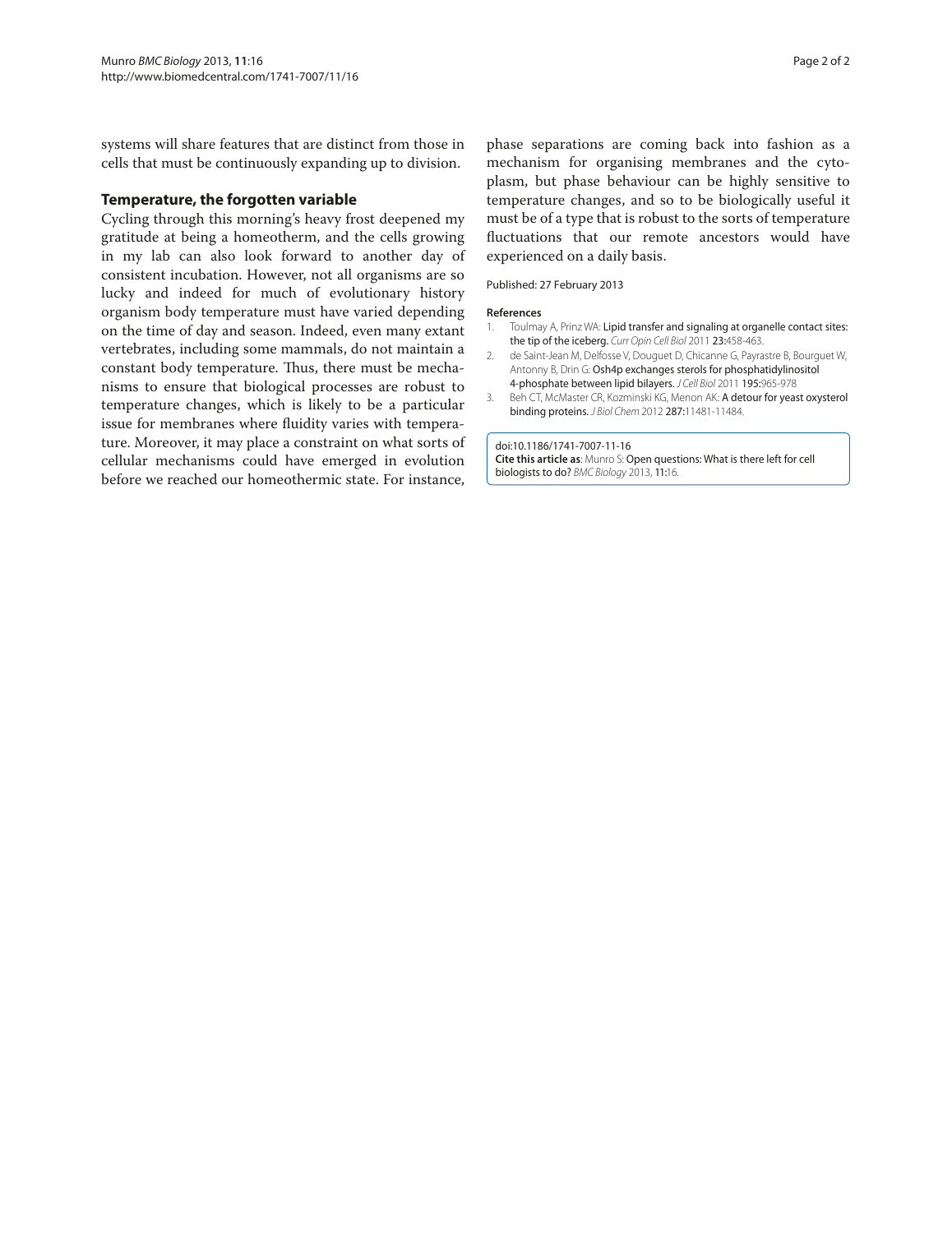systems will share features that are distinct from those in cells that must be continuously expanding up to division.

## Temperature, the forgotten variable

Cycling through this morning's heavy frost deepened my gratitude at being a homeotherm, and the cells growing in my lab can also look forward to another day of consistent incubation. However, not all organisms are so lucky and indeed for much of evolutionary history organism body temperature must have varied depending on the time of day and season. Indeed, even many extant vertebrates, including some mammals, do not maintain a constant body temperature. Thus, there must be mechanisms to ensure that biological processes are robust to temperature changes, which is likely to be a particular issue for membranes where fluidity varies with temperature. Moreover, it may place a constraint on what sorts of cellular mechanisms could have emerged in evolution before we reached our homeothermic state. For instance, phase separations are coming back into fashion as a mechanism for organising membranes and the cytoplasm, but phase behaviour can be highly sensitive to temperature changes, and so to be biologically useful it must be of a type that is robust to the sorts of temperature fluctuations that our remote ancestors would have experienced on a daily basis.

Published: 27 February 2013

### References

1. Toulmay A, Prinz WA: **Lipid transfer and signaling at organelle contact sites: the tip of the iceberg.** *Curr Opin Cell Biol* 2011 **23:**458-463.
2. de Saint-Jean M, Delfosse V, Douguet D, Chicanne G, Payrastre B, Bourguet W, Antonny B, Drin G: **Osh4p exchanges sterols for phosphatidylinositol 4-phosphate between lipid bilayers.** *J Cell Biol* 2011 **195:**965-978
3. Beh CT, McMaster CR, Kozminski KG, Menon AK: **A detour for yeast oxysterol binding proteins.** *J Biol Chem* 2012 **287:**11481-11484.

doi:10.1186/1741-7007-11-16
**Cite this article as**: Munro S: Open questions: What is there left for cell biologists to do? *BMC Biology* 2013, **11:**16.